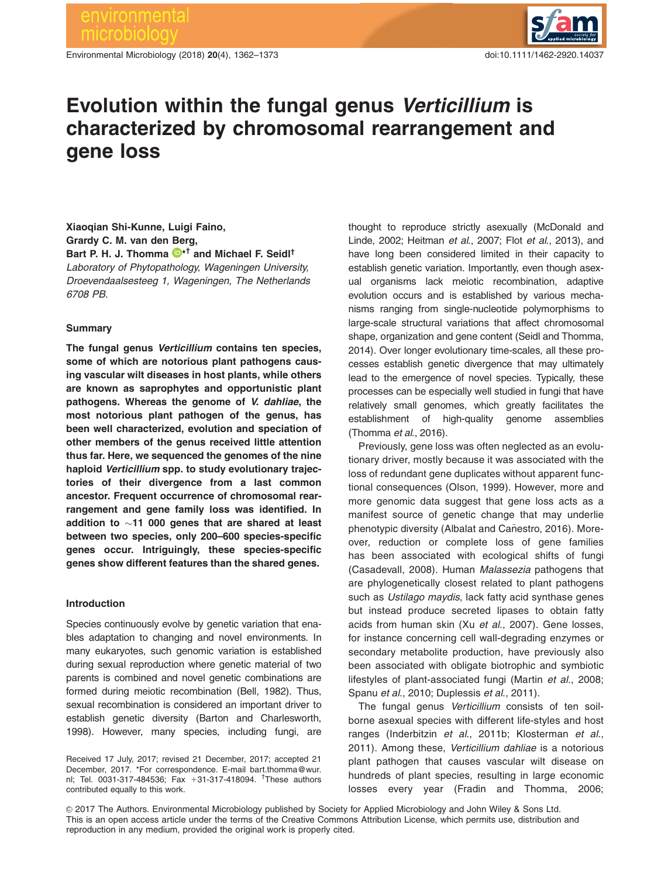# Evolution within the fungal genus *Verticillium* is characterized by chromosomal rearrangement and gene loss

**Xiaoqian Shi-Kunne, Luigi Faino, Grardy C. M. van den Berg, Bart P. H. J. Thomma*† and Michael F. Seidl†**

*Laboratory of Phytopathology, Wageningen University, Droevendaalsesteeg 1, Wageningen, The Netherlands 6708 PB.*

## Summary

**The fungal genus *Verticillium* contains ten species, some of which are notorious plant pathogens causing vascular wilt diseases in host plants, while others are known as saprophytes and opportunistic plant pathogens. Whereas the genome of *V. dahliae*, the most notorious plant pathogen of the genus, has been well characterized, evolution and speciation of other members of the genus received little attention thus far. Here, we sequenced the genomes of the nine haploid *Verticillium* spp. to study evolutionary trajectories of their divergence from a last common ancestor. Frequent occurrence of chromosomal rearrangement and gene family loss was identified. In addition to ∼11 000 genes that are shared at least between two species, only 200–600 species-specific genes occur. Intriguingly, these species-specific genes show different features than the shared genes.**

## Introduction

Species continuously evolve by genetic variation that enables adaptation to changing and novel environments. In many eukaryotes, such genomic variation is established during sexual reproduction where genetic material of two parents is combined and novel genetic combinations are formed during meiotic recombination (Bell, 1982). Thus, sexual recombination is considered an important driver to establish genetic diversity (Barton and Charlesworth, 1998). However, many species, including fungi, are thought to reproduce strictly asexually (McDonald and Linde, 2002; Heitman *et al.*, 2007; Flot *et al.*, 2013), and have long been considered limited in their capacity to establish genetic variation. Importantly, even though asexual organisms lack meiotic recombination, adaptive evolution occurs and is established by various mechanisms ranging from single-nucleotide polymorphisms to large-scale structural variations that affect chromosomal shape, organization and gene content (Seidl and Thomma, 2014). Over longer evolutionary time-scales, all these processes establish genetic divergence that may ultimately lead to the emergence of novel species. Typically, these processes can be especially well studied in fungi that have relatively small genomes, which greatly facilitates the establishment of high-quality genome assemblies (Thomma *et al.*, 2016).

Previously, gene loss was often neglected as an evolutionary driver, mostly because it was associated with the loss of redundant gene duplicates without apparent functional consequences (Olson, 1999). However, more and more genomic data suggest that gene loss acts as a manifest source of genetic change that may underlie phenotypic diversity (Albalat and Cañestro, 2016). Moreover, reduction or complete loss of gene families has been associated with ecological shifts of fungi (Casadevall, 2008). Human *Malassezia* pathogens that are phylogenetically closest related to plant pathogens such as *Ustilago maydis*, lack fatty acid synthase genes but instead produce secreted lipases to obtain fatty acids from human skin (Xu *et al.*, 2007). Gene losses, for instance concerning cell wall-degrading enzymes or secondary metabolite production, have previously also been associated with obligate biotrophic and symbiotic lifestyles of plant-associated fungi (Martin *et al.*, 2008; Spanu *et al.*, 2010; Duplessis *et al.*, 2011).

The fungal genus *Verticillium* consists of ten soil-borne asexual species with different life-styles and host ranges (Inderbitzin *et al.*, 2011b; Klosterman *et al.*, 2011). Among these, *Verticillium dahliae* is a notorious plant pathogen that causes vascular wilt disease on hundreds of plant species, resulting in large economic losses every year (Fradin and Thomma, 2006;

Received 17 July, 2017; revised 21 December, 2017; accepted 21 December, 2017. *For correspondence. E-mail bart.thomma@wur.nl; Tel. 0031-317-484536; Fax +31-317-418094. †These authors contributed equally to this work.

© 2017 The Authors. Environmental Microbiology published by Society for Applied Microbiology and John Wiley & Sons Ltd. This is an open access article under the terms of the Creative Commons Attribution License, which permits use, distribution and reproduction in any medium, provided the original work is properly cited.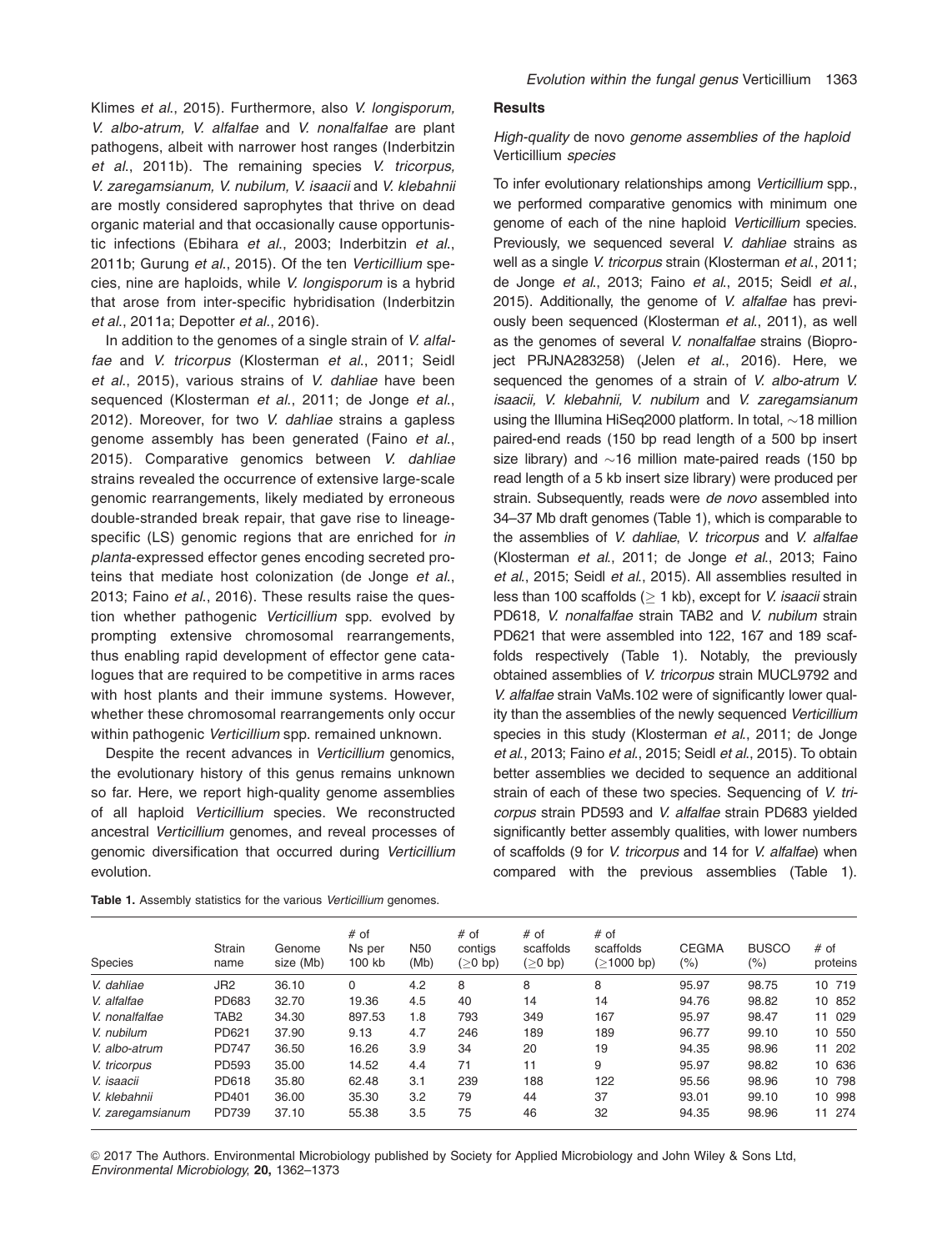Klimes *et al*., 2015). Furthermore, also *V. longisporum, V. albo-atrum, V. alfalfae* and *V. nonalfalfae* are plant pathogens, albeit with narrower host ranges (Inderbitzin *et al*., 2011b). The remaining species *V. tricorpus, V. zaregamsianum, V. nubilum, V. isaacii* and *V. klebahnii* are mostly considered saprophytes that thrive on dead organic material and that occasionally cause opportunistic infections (Ebihara *et al*., 2003; Inderbitzin *et al*., 2011b; Gurung *et al*., 2015). Of the ten *Verticillium* species, nine are haploids, while *V. longisporum* is a hybrid that arose from inter-specific hybridisation (Inderbitzin *et al*., 2011a; Depotter *et al*., 2016).

In addition to the genomes of a single strain of *V. alfalfae* and *V. tricorpus* (Klosterman *et al*., 2011; Seidl *et al*., 2015), various strains of *V. dahliae* have been sequenced (Klosterman *et al*., 2011; de Jonge *et al*., 2012). Moreover, for two *V. dahliae* strains a gapless genome assembly has been generated (Faino *et al*., 2015). Comparative genomics between *V. dahliae* strains revealed the occurrence of extensive large-scale genomic rearrangements, likely mediated by erroneous double-stranded break repair, that gave rise to lineage-specific (LS) genomic regions that are enriched for *in planta*-expressed effector genes encoding secreted proteins that mediate host colonization (de Jonge *et al*., 2013; Faino *et al*., 2016). These results raise the question whether pathogenic *Verticillium* spp. evolved by prompting extensive chromosomal rearrangements, thus enabling rapid development of effector gene catalogues that are required to be competitive in arms races with host plants and their immune systems. However, whether these chromosomal rearrangements only occur within pathogenic *Verticillium* spp. remained unknown.

Despite the recent advances in *Verticillium* genomics, the evolutionary history of this genus remains unknown so far. Here, we report high-quality genome assemblies of all haploid *Verticillium* species. We reconstructed ancestral *Verticillium* genomes, and reveal processes of genomic diversification that occurred during *Verticillium* evolution.

## Results

### *High-quality* de novo *genome assemblies of the haploid* Verticillium *species*

To infer evolutionary relationships among *Verticillium* spp., we performed comparative genomics with minimum one genome of each of the nine haploid *Verticillium* species. Previously, we sequenced several *V. dahliae* strains as well as a single *V. tricorpus* strain (Klosterman *et al*., 2011; de Jonge *et al*., 2013; Faino *et al*., 2015; Seidl *et al*., 2015). Additionally, the genome of *V. alfalfae* has previously been sequenced (Klosterman *et al*., 2011), as well as the genomes of several *V. nonalfalfae* strains (Bioproject PRJNA283258) (Jelen *et al*., 2016). Here, we sequenced the genomes of a strain of *V. albo-atrum V. isaacii, V. klebahnii, V. nubilum* and *V. zaregamsianum* using the Illumina HiSeq2000 platform. In total, ~18 million paired-end reads (150 bp read length of a 500 bp insert size library) and ~16 million mate-paired reads (150 bp read length of a 5 kb insert size library) were produced per strain. Subsequently, reads were *de novo* assembled into 34–37 Mb draft genomes (Table 1), which is comparable to the assemblies of *V. dahliae*, *V. tricorpus* and *V. alfalfae* (Klosterman *et al*., 2011; de Jonge *et al*., 2013; Faino *et al*., 2015; Seidl *et al*., 2015). All assemblies resulted in less than 100 scaffolds (≥ 1 kb), except for *V. isaacii* strain PD618*, V. nonalfalfae* strain TAB2 and *V. nubilum* strain PD621 that were assembled into 122, 167 and 189 scaffolds respectively (Table 1). Notably, the previously obtained assemblies of *V. tricorpus* strain MUCL9792 and *V. alfalfae* strain VaMs.102 were of significantly lower quality than the assemblies of the newly sequenced *Verticillium* species in this study (Klosterman *et al*., 2011; de Jonge *et al*., 2013; Faino *et al*., 2015; Seidl *et al*., 2015). To obtain better assemblies we decided to sequence an additional strain of each of these two species. Sequencing of *V. tricorpus* strain PD593 and *V. alfalfae* strain PD683 yielded significantly better assembly qualities, with lower numbers of scaffolds (9 for *V. tricorpus* and 14 for *V. alfalfae*) when compared with the previous assemblies (Table 1).

**Table 1.** Assembly statistics for the various *Verticillium* genomes.

| Species | Strain name | Genome size (Mb) | # of Ns per 100 kb | N50 (Mb) | # of contigs (≥0 bp) | # of scaffolds (≥0 bp) | # of scaffolds (≥1000 bp) | CEGMA (%) | BUSCO (%) | # of proteins |
|---|---|---|---|---|---|---|---|---|---|---|
| *V. dahliae* | JR2 | 36.10 | 0 | 4.2 | 8 | 8 | 8 | 95.97 | 98.75 | 10 719 |
| *V. alfalfae* | PD683 | 32.70 | 19.36 | 4.5 | 40 | 14 | 14 | 94.76 | 98.82 | 10 852 |
| *V. nonalfalfae* | TAB2 | 34.30 | 897.53 | 1.8 | 793 | 349 | 167 | 95.97 | 98.47 | 11 029 |
| *V. nubilum* | PD621 | 37.90 | 9.13 | 4.7 | 246 | 189 | 189 | 96.77 | 99.10 | 10 550 |
| *V. albo-atrum* | PD747 | 36.50 | 16.26 | 3.9 | 34 | 20 | 19 | 94.35 | 98.96 | 11 202 |
| *V. tricorpus* | PD593 | 35.00 | 14.52 | 4.4 | 71 | 11 | 9 | 95.97 | 98.82 | 10 636 |
| *V. isaacii* | PD618 | 35.80 | 62.48 | 3.1 | 239 | 188 | 122 | 95.56 | 98.96 | 10 798 |
| *V. klebahnii* | PD401 | 36.00 | 35.30 | 3.2 | 79 | 44 | 37 | 93.01 | 99.10 | 10 998 |
| *V. zaregamsianum* | PD739 | 37.10 | 55.38 | 3.5 | 75 | 46 | 32 | 94.35 | 98.96 | 11 274 |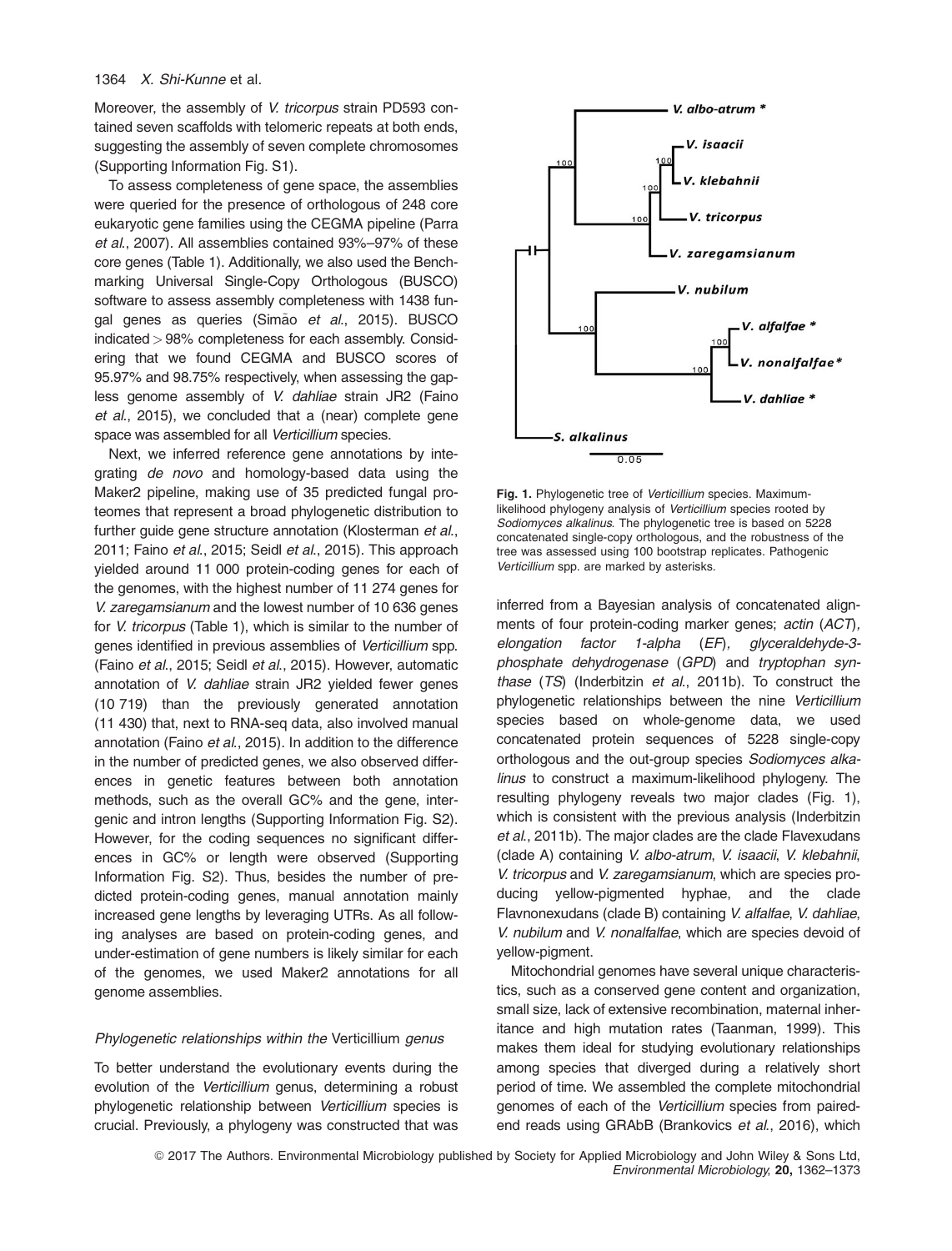Moreover, the assembly of *V. tricorpus* strain PD593 contained seven scaffolds with telomeric repeats at both ends, suggesting the assembly of seven complete chromosomes (Supporting Information Fig. S1).

To assess completeness of gene space, the assemblies were queried for the presence of orthologous of 248 core eukaryotic gene families using the CEGMA pipeline (Parra *et al.*, 2007). All assemblies contained 93%–97% of these core genes (Table 1). Additionally, we also used the Benchmarking Universal Single-Copy Orthologous (BUSCO) software to assess assembly completeness with 1438 fungal genes as queries (Simão *et al.*, 2015). BUSCO indicated > 98% completeness for each assembly. Considering that we found CEGMA and BUSCO scores of 95.97% and 98.75% respectively, when assessing the gapless genome assembly of *V. dahliae* strain JR2 (Faino *et al.*, 2015), we concluded that a (near) complete gene space was assembled for all *Verticillium* species.

Next, we inferred reference gene annotations by integrating *de novo* and homology-based data using the Maker2 pipeline, making use of 35 predicted fungal proteomes that represent a broad phylogenetic distribution to further guide gene structure annotation (Klosterman *et al.*, 2011; Faino *et al.*, 2015; Seidl *et al.*, 2015). This approach yielded around 11 000 protein-coding genes for each of the genomes, with the highest number of 11 274 genes for *V. zaregamsianum* and the lowest number of 10 636 genes for *V. tricorpus* (Table 1), which is similar to the number of genes identified in previous assemblies of *Verticillium* spp. (Faino *et al.*, 2015; Seidl *et al.*, 2015). However, automatic annotation of *V. dahliae* strain JR2 yielded fewer genes (10 719) than the previously generated annotation (11 430) that, next to RNA-seq data, also involved manual annotation (Faino *et al.*, 2015). In addition to the difference in the number of predicted genes, we also observed differences in genetic features between both annotation methods, such as the overall GC% and the gene, intergenic and intron lengths (Supporting Information Fig. S2). However, for the coding sequences no significant differences in GC% or length were observed (Supporting Information Fig. S2). Thus, besides the number of predicted protein-coding genes, manual annotation mainly increased gene lengths by leveraging UTRs. As all following analyses are based on protein-coding genes, and under-estimation of gene numbers is likely similar for each of the genomes, we used Maker2 annotations for all genome assemblies.

### *Phylogenetic relationships within the* Verticillium *genus*

To better understand the evolutionary events during the evolution of the *Verticillium* genus, determining a robust phylogenetic relationship between *Verticillium* species is crucial. Previously, a phylogeny was constructed that was inferred from a Bayesian analysis of concatenated alignments of four protein-coding marker genes; *actin* (*ACT*), *elongation factor 1-alpha* (*EF*), *glyceraldehyde-3-phosphate dehydrogenase* (*GPD*) and *tryptophan synthase* (*TS*) (Inderbitzin *et al.*, 2011b). To construct the phylogenetic relationships between the nine *Verticillium* species based on whole-genome data, we used concatenated protein sequences of 5228 single-copy orthologous and the out-group species *Sodiomyces alkalinus* to construct a maximum-likelihood phylogeny. The resulting phylogeny reveals two major clades (Fig. 1), which is consistent with the previous analysis (Inderbitzin *et al.*, 2011b). The major clades are the clade Flavexudans (clade A) containing *V. albo-atrum*, *V. isaacii*, *V. klebahnii*, *V. tricorpus* and *V. zaregamsianum*, which are species producing yellow-pigmented hyphae, and the clade Flavnonexudans (clade B) containing *V. alfalfae*, *V. dahliae*, *V. nubilum* and *V. nonalfalfae*, which are species devoid of yellow-pigment.

**Fig. 1.** Phylogenetic tree of *Verticillium* species. Maximum-likelihood phylogeny analysis of *Verticillium* species rooted by *Sodiomyces alkalinus*. The phylogenetic tree is based on 5228 concatenated single-copy orthologous, and the robustness of the tree was assessed using 100 bootstrap replicates. Pathogenic *Verticillium* spp. are marked by asterisks.

Mitochondrial genomes have several unique characteristics, such as a conserved gene content and organization, small size, lack of extensive recombination, maternal inheritance and high mutation rates (Taanman, 1999). This makes them ideal for studying evolutionary relationships among species that diverged during a relatively short period of time. We assembled the complete mitochondrial genomes of each of the *Verticillium* species from paired-end reads using GRAbB (Brankovics *et al.*, 2016), which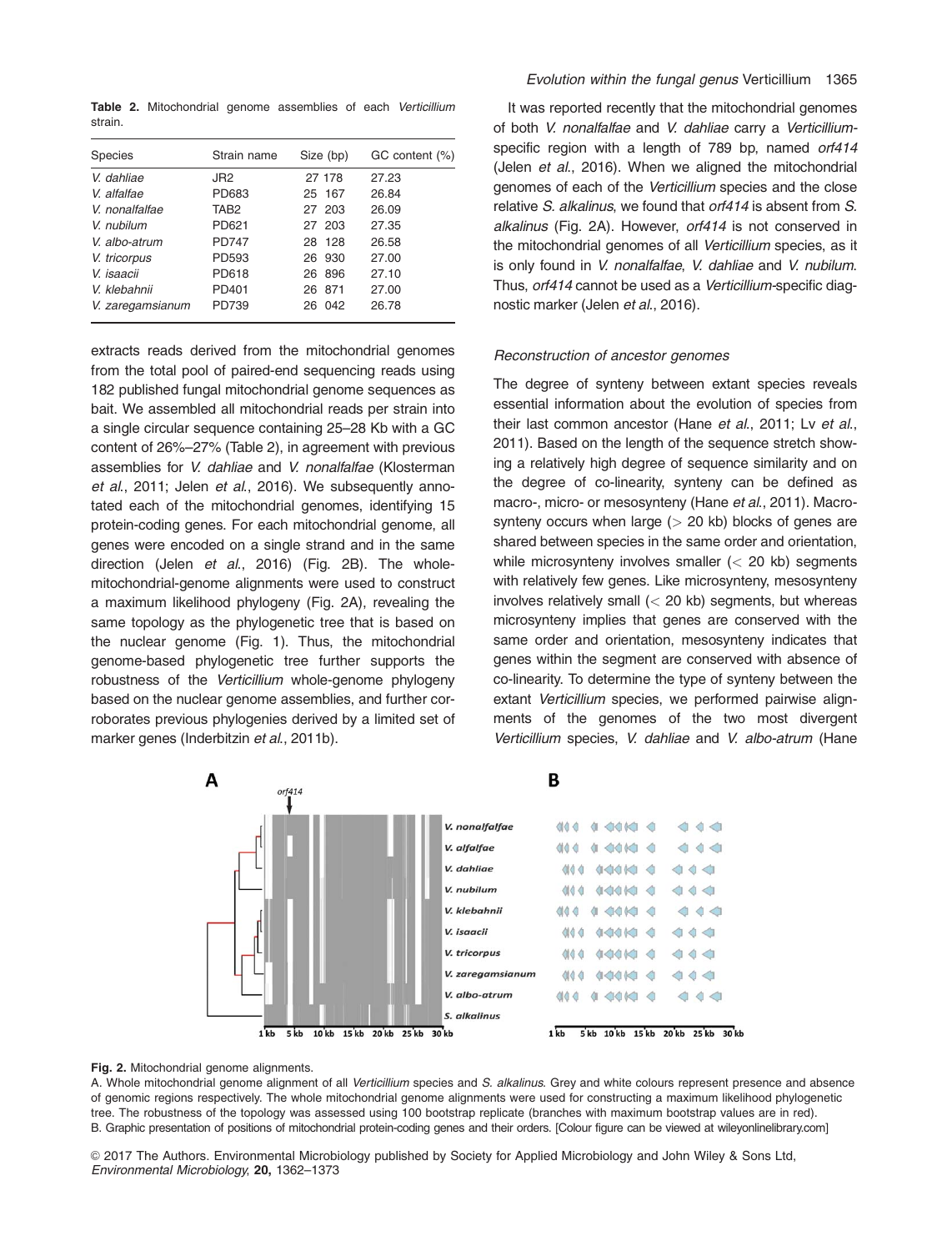**Table 2.** Mitochondrial genome assemblies of each *Verticillium* strain.

| Species | Strain name | Size (bp) | GC content (%) |
|---|---|---|---|
| *V. dahliae* | JR2 | 27 178 | 27.23 |
| *V. alfalfae* | PD683 | 25 167 | 26.84 |
| *V. nonalfalfae* | TAB2 | 27 203 | 26.09 |
| *V. nubilum* | PD621 | 27 203 | 27.35 |
| *V. albo-atrum* | PD747 | 28 128 | 26.58 |
| *V. tricorpus* | PD593 | 26 930 | 27.00 |
| *V. isaacii* | PD618 | 26 896 | 27.10 |
| *V. klebahnii* | PD401 | 26 871 | 27.00 |
| *V. zaregamsianum* | PD739 | 26 042 | 26.78 |

extracts reads derived from the mitochondrial genomes from the total pool of paired-end sequencing reads using 182 published fungal mitochondrial genome sequences as bait. We assembled all mitochondrial reads per strain into a single circular sequence containing 25–28 Kb with a GC content of 26%–27% (Table 2), in agreement with previous assemblies for *V. dahliae* and *V. nonalfalfae* (Klosterman *et al.*, 2011; Jelen *et al.*, 2016). We subsequently annotated each of the mitochondrial genomes, identifying 15 protein-coding genes. For each mitochondrial genome, all genes were encoded on a single strand and in the same direction (Jelen *et al.*, 2016) (Fig. 2B). The whole-mitochondrial-genome alignments were used to construct a maximum likelihood phylogeny (Fig. 2A), revealing the same topology as the phylogenetic tree that is based on the nuclear genome (Fig. 1). Thus, the mitochondrial genome-based phylogenetic tree further supports the robustness of the *Verticillium* whole-genome phylogeny based on the nuclear genome assemblies, and further corroborates previous phylogenies derived by a limited set of marker genes (Inderbitzin *et al.*, 2011b).

It was reported recently that the mitochondrial genomes of both *V. nonalfalfae* and *V. dahliae* carry a *Verticillium*-specific region with a length of 789 bp, named *orf414* (Jelen *et al.*, 2016). When we aligned the mitochondrial genomes of each of the *Verticillium* species and the close relative *S. alkalinus*, we found that *orf414* is absent from *S. alkalinus* (Fig. 2A). However, *orf414* is not conserved in the mitochondrial genomes of all *Verticillium* species, as it is only found in *V. nonalfalfae*, *V. dahliae* and *V. nubilum*. Thus, *orf414* cannot be used as a *Verticillium*-specific diagnostic marker (Jelen *et al.*, 2016).

### Reconstruction of ancestor genomes

The degree of synteny between extant species reveals essential information about the evolution of species from their last common ancestor (Hane *et al.*, 2011; Lv *et al.*, 2011). Based on the length of the sequence stretch showing a relatively high degree of sequence similarity and on the degree of co-linearity, synteny can be defined as macro-, micro- or mesosynteny (Hane *et al.*, 2011). Macrosynteny occurs when large (> 20 kb) blocks of genes are shared between species in the same order and orientation, while microsynteny involves smaller (< 20 kb) segments with relatively few genes. Like microsynteny, mesosynteny involves relatively small (< 20 kb) segments, but whereas microsynteny implies that genes are conserved with the same order and orientation, mesosynteny indicates that genes within the segment are conserved with absence of co-linearity. To determine the type of synteny between the extant *Verticillium* species, we performed pairwise alignments of the genomes of the two most divergent *Verticillium* species, *V. dahliae* and *V. albo-atrum* (Hane

**Fig. 2.** Mitochondrial genome alignments.
A. Whole mitochondrial genome alignment of all *Verticillium* species and *S. alkalinus*. Grey and white colours represent presence and absence of genomic regions respectively. The whole mitochondrial genome alignments were used for constructing a maximum likelihood phylogenetic tree. The robustness of the topology was assessed using 100 bootstrap replicate (branches with maximum bootstrap values are in red).
B. Graphic presentation of positions of mitochondrial protein-coding genes and their orders. [Colour figure can be viewed at wileyonlinelibrary.com]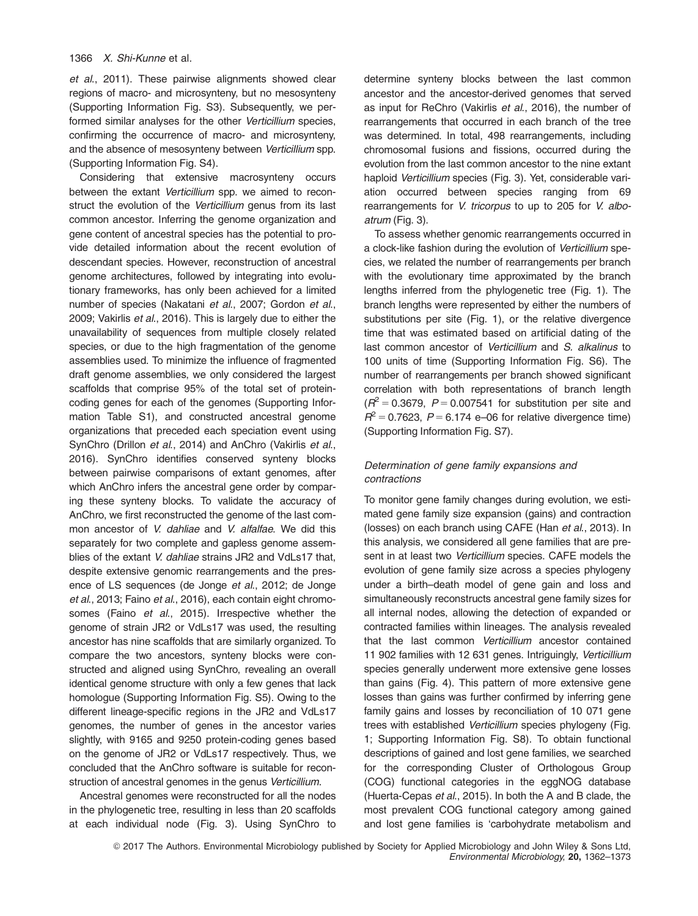*et al.*, 2011). These pairwise alignments showed clear regions of macro- and microsynteny, but no mesosynteny (Supporting Information Fig. S3). Subsequently, we performed similar analyses for the other *Verticillium* species, confirming the occurrence of macro- and microsynteny, and the absence of mesosynteny between *Verticillium* spp. (Supporting Information Fig. S4).

Considering that extensive macrosynteny occurs between the extant *Verticillium* spp. we aimed to reconstruct the evolution of the *Verticillium* genus from its last common ancestor. Inferring the genome organization and gene content of ancestral species has the potential to provide detailed information about the recent evolution of descendant species. However, reconstruction of ancestral genome architectures, followed by integrating into evolutionary frameworks, has only been achieved for a limited number of species (Nakatani *et al.*, 2007; Gordon *et al.*, 2009; Vakirlis *et al.*, 2016). This is largely due to either the unavailability of sequences from multiple closely related species, or due to the high fragmentation of the genome assemblies used. To minimize the influence of fragmented draft genome assemblies, we only considered the largest scaffolds that comprise 95% of the total set of protein-coding genes for each of the genomes (Supporting Information Table S1), and constructed ancestral genome organizations that preceded each speciation event using SynChro (Drillon *et al.*, 2014) and AnChro (Vakirlis *et al.*, 2016). SynChro identifies conserved synteny blocks between pairwise comparisons of extant genomes, after which AnChro infers the ancestral gene order by comparing these synteny blocks. To validate the accuracy of AnChro, we first reconstructed the genome of the last common ancestor of *V. dahliae* and *V. alfalfae*. We did this separately for two complete and gapless genome assemblies of the extant *V. dahliae* strains JR2 and VdLs17 that, despite extensive genomic rearrangements and the presence of LS sequences (de Jonge *et al.*, 2012; de Jonge *et al.*, 2013; Faino *et al.*, 2016), each contain eight chromosomes (Faino *et al.*, 2015). Irrespective whether the genome of strain JR2 or VdLs17 was used, the resulting ancestor has nine scaffolds that are similarly organized. To compare the two ancestors, synteny blocks were constructed and aligned using SynChro, revealing an overall identical genome structure with only a few genes that lack homologue (Supporting Information Fig. S5). Owing to the different lineage-specific regions in the JR2 and VdLs17 genomes, the number of genes in the ancestor varies slightly, with 9165 and 9250 protein-coding genes based on the genome of JR2 or VdLs17 respectively. Thus, we concluded that the AnChro software is suitable for reconstruction of ancestral genomes in the genus *Verticillium*.

Ancestral genomes were reconstructed for all the nodes in the phylogenetic tree, resulting in less than 20 scaffolds at each individual node (Fig. 3). Using SynChro to determine synteny blocks between the last common ancestor and the ancestor-derived genomes that served as input for ReChro (Vakirlis *et al.*, 2016), the number of rearrangements that occurred in each branch of the tree was determined. In total, 498 rearrangements, including chromosomal fusions and fissions, occurred during the evolution from the last common ancestor to the nine extant haploid *Verticillium* species (Fig. 3). Yet, considerable variation occurred between species ranging from 69 rearrangements for *V. tricorpus* to up to 205 for *V. alboatrum* (Fig. 3).

To assess whether genomic rearrangements occurred in a clock-like fashion during the evolution of *Verticillium* species, we related the number of rearrangements per branch with the evolutionary time approximated by the branch lengths inferred from the phylogenetic tree (Fig. 1). The branch lengths were represented by either the numbers of substitutions per site (Fig. 1), or the relative divergence time that was estimated based on artificial dating of the last common ancestor of *Verticillium* and *S. alkalinus* to 100 units of time (Supporting Information Fig. S6). The number of rearrangements per branch showed significant correlation with both representations of branch length ($R^2 = 0.3679$, $P = 0.007541$ for substitution per site and $R^2 = 0.7623$, $P = 6.174$ e–06 for relative divergence time) (Supporting Information Fig. S7).

### *Determination of gene family expansions and contractions*

To monitor gene family changes during evolution, we estimated gene family size expansion (gains) and contraction (losses) on each branch using CAFE (Han *et al.*, 2013). In this analysis, we considered all gene families that are present in at least two *Verticillium* species. CAFE models the evolution of gene family size across a species phylogeny under a birth–death model of gene gain and loss and simultaneously reconstructs ancestral gene family sizes for all internal nodes, allowing the detection of expanded or contracted families within lineages. The analysis revealed that the last common *Verticillium* ancestor contained 11 902 families with 12 631 genes. Intriguingly, *Verticillium* species generally underwent more extensive gene losses than gains (Fig. 4). This pattern of more extensive gene losses than gains was further confirmed by inferring gene family gains and losses by reconciliation of 10 071 gene trees with established *Verticillium* species phylogeny (Fig. 1; Supporting Information Fig. S8). To obtain functional descriptions of gained and lost gene families, we searched for the corresponding Cluster of Orthologous Group (COG) functional categories in the eggNOG database (Huerta-Cepas *et al.*, 2015). In both the A and B clade, the most prevalent COG functional category among gained and lost gene families is 'carbohydrate metabolism and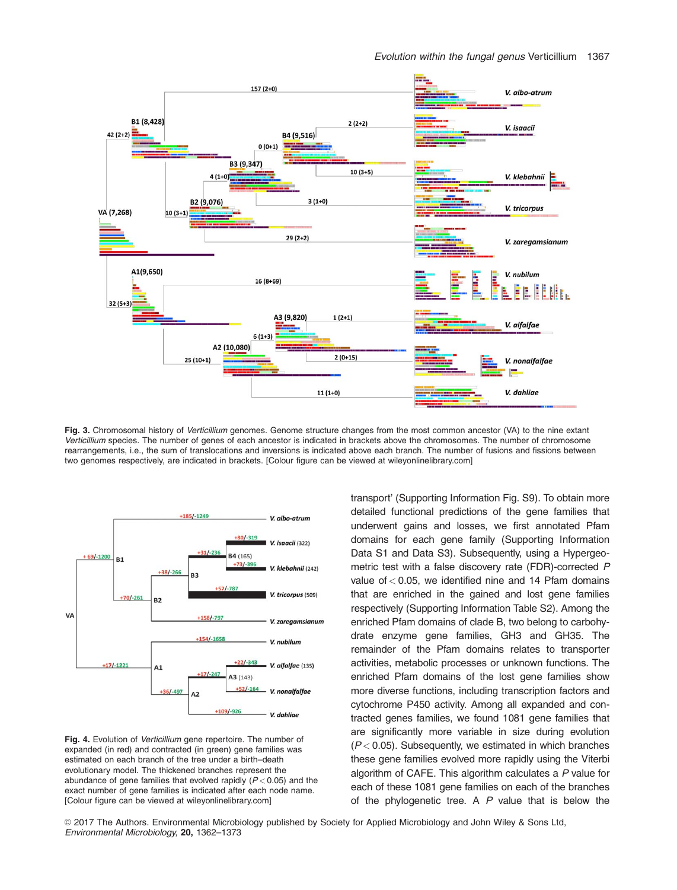**Fig. 3.** Chromosomal history of *Verticillium* genomes. Genome structure changes from the most common ancestor (VA) to the nine extant *Verticillium* species. The number of genes of each ancestor is indicated in brackets above the chromosomes. The number of chromosome rearrangements, i.e., the sum of translocations and inversions is indicated above each branch. The number of fusions and fissions between two genomes respectively, are indicated in brackets. [Colour figure can be viewed at wileyonlinelibrary.com]

**Fig. 4.** Evolution of *Verticillium* gene repertoire. The number of expanded (in red) and contracted (in green) gene families was estimated on each branch of the tree under a birth–death evolutionary model. The thickened branches represent the abundance of gene families that evolved rapidly ($P < 0.05$) and the exact number of gene families is indicated after each node name. [Colour figure can be viewed at wileyonlinelibrary.com]

transport' (Supporting Information Fig. S9). To obtain more detailed functional predictions of the gene families that underwent gains and losses, we first annotated Pfam domains for each gene family (Supporting Information Data S1 and Data S3). Subsequently, using a Hypergeometric test with a false discovery rate (FDR)-corrected $P$ value of $< 0.05$, we identified nine and 14 Pfam domains that are enriched in the gained and lost gene families respectively (Supporting Information Table S2). Among the enriched Pfam domains of clade B, two belong to carbohydrate enzyme gene families, GH3 and GH35. The remainder of the Pfam domains relates to transporter activities, metabolic processes or unknown functions. The enriched Pfam domains of the lost gene families show more diverse functions, including transcription factors and cytochrome P450 activity. Among all expanded and contracted genes families, we found 1081 gene families that are significantly more variable in size during evolution ($P < 0.05$). Subsequently, we estimated in which branches these gene families evolved more rapidly using the Viterbi algorithm of CAFE. This algorithm calculates a $P$ value for each of these 1081 gene families on each of the branches of the phylogenetic tree. A $P$ value that is below the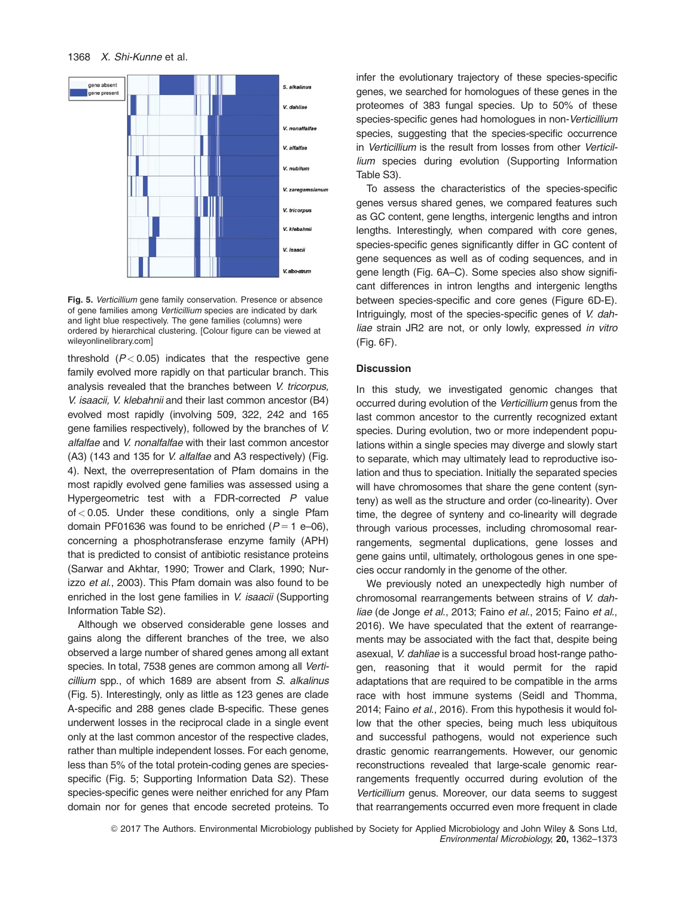Fig. 5. *Verticillium* gene family conservation. Presence or absence of gene families among *Verticillium* species are indicated by dark and light blue respectively. The gene families (columns) were ordered by hierarchical clustering. [Colour figure can be viewed at wileyonlinelibrary.com]

threshold ($P < 0.05$) indicates that the respective gene family evolved more rapidly on that particular branch. This analysis revealed that the branches between *V. tricorpus, V. isaacii, V. klebahnii* and their last common ancestor (B4) evolved most rapidly (involving 509, 322, 242 and 165 gene families respectively), followed by the branches of *V. alfalfae* and *V. nonalfalfae* with their last common ancestor (A3) (143 and 135 for *V. alfalfae* and A3 respectively) (Fig. 4). Next, the overrepresentation of Pfam domains in the most rapidly evolved gene families was assessed using a Hypergeometric test with a FDR-corrected $P$ value of $< 0.05$. Under these conditions, only a single Pfam domain PF01636 was found to be enriched ($P = 1$ e–06), concerning a phosphotransferase enzyme family (APH) that is predicted to consist of antibiotic resistance proteins (Sarwar and Akhtar, 1990; Trower and Clark, 1990; Nurizzo *et al*., 2003). This Pfam domain was also found to be enriched in the lost gene families in *V. isaacii* (Supporting Information Table S2).

Although we observed considerable gene losses and gains along the different branches of the tree, we also observed a large number of shared genes among all extant species. In total, 7538 genes are common among all *Verticillium* spp., of which 1689 are absent from *S. alkalinus* (Fig. 5). Interestingly, only as little as 123 genes are clade A-specific and 288 genes clade B-specific. These genes underwent losses in the reciprocal clade in a single event only at the last common ancestor of the respective clades, rather than multiple independent losses. For each genome, less than 5% of the total protein-coding genes are species-specific (Fig. 5; Supporting Information Data S2). These species-specific genes were neither enriched for any Pfam domain nor for genes that encode secreted proteins. To infer the evolutionary trajectory of these species-specific genes, we searched for homologues of these genes in the proteomes of 383 fungal species. Up to 50% of these species-specific genes had homologues in non-*Verticillium* species, suggesting that the species-specific occurrence in *Verticillium* is the result from losses from other *Verticillium* species during evolution (Supporting Information Table S3).

To assess the characteristics of the species-specific genes versus shared genes, we compared features such as GC content, gene lengths, intergenic lengths and intron lengths. Interestingly, when compared with core genes, species-specific genes significantly differ in GC content of gene sequences as well as of coding sequences, and in gene length (Fig. 6A–C). Some species also show significant differences in intron lengths and intergenic lengths between species-specific and core genes (Figure 6D-E). Intriguingly, most of the species-specific genes of *V. dahliae* strain JR2 are not, or only lowly, expressed *in vitro* (Fig. 6F).

## Discussion

In this study, we investigated genomic changes that occurred during evolution of the *Verticillium* genus from the last common ancestor to the currently recognized extant species. During evolution, two or more independent populations within a single species may diverge and slowly start to separate, which may ultimately lead to reproductive isolation and thus to speciation. Initially the separated species will have chromosomes that share the gene content (synteny) as well as the structure and order (co-linearity). Over time, the degree of synteny and co-linearity will degrade through various processes, including chromosomal rearrangements, segmental duplications, gene losses and gene gains until, ultimately, orthologous genes in one species occur randomly in the genome of the other.

We previously noted an unexpectedly high number of chromosomal rearrangements between strains of *V. dahliae* (de Jonge *et al*., 2013; Faino *et al*., 2015; Faino *et al*., 2016). We have speculated that the extent of rearrangements may be associated with the fact that, despite being asexual, *V. dahliae* is a successful broad host-range pathogen, reasoning that it would permit for the rapid adaptations that are required to be compatible in the arms race with host immune systems (Seidl and Thomma, 2014; Faino *et al*., 2016). From this hypothesis it would follow that the other species, being much less ubiquitous and successful pathogens, would not experience such drastic genomic rearrangements. However, our genomic reconstructions revealed that large-scale genomic rearrangements frequently occurred during evolution of the *Verticillium* genus. Moreover, our data seems to suggest that rearrangements occurred even more frequent in clade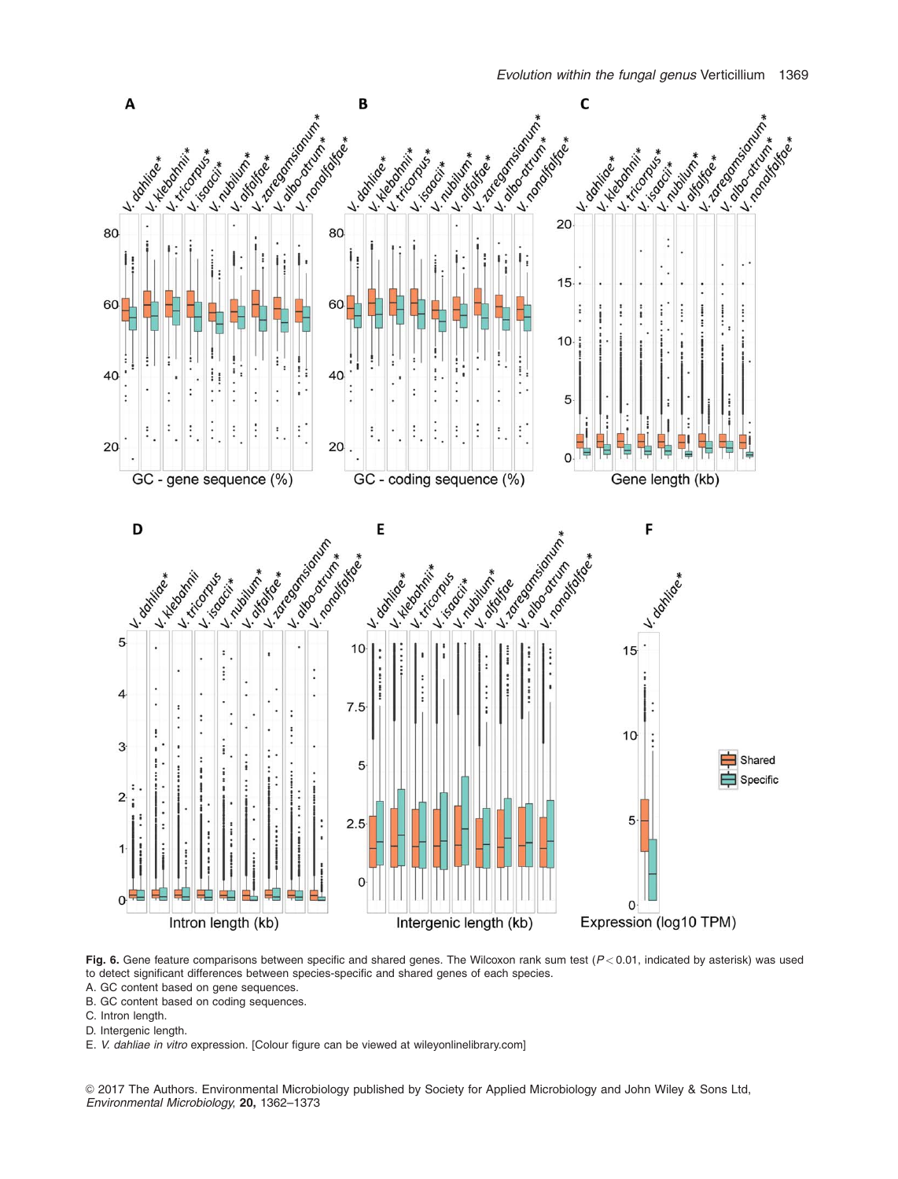**Fig. 6.** Gene feature comparisons between specific and shared genes. The Wilcoxon rank sum test ($P < 0.01$, indicated by asterisk) was used to detect significant differences between species-specific and shared genes of each species.

A. GC content based on gene sequences.

B. GC content based on coding sequences.

C. Intron length.

D. Intergenic length.

E. *V. dahliae in vitro* expression. [Colour figure can be viewed at wileyonlinelibrary.com]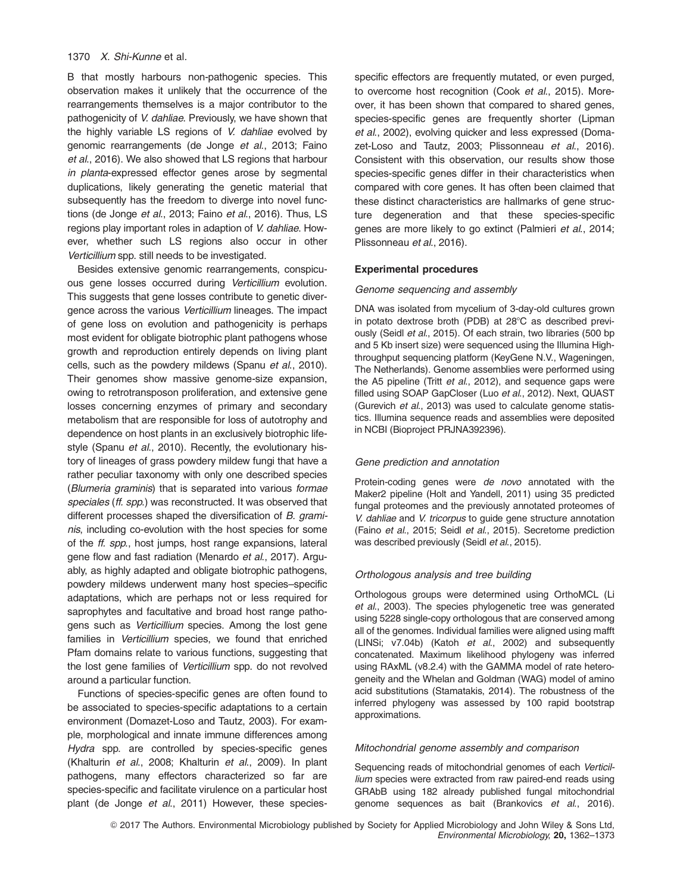B that mostly harbours non-pathogenic species. This observation makes it unlikely that the occurrence of the rearrangements themselves is a major contributor to the pathogenicity of *V. dahliae*. Previously, we have shown that the highly variable LS regions of *V. dahliae* evolved by genomic rearrangements (de Jonge *et al.*, 2013; Faino *et al.*, 2016). We also showed that LS regions that harbour *in planta*-expressed effector genes arose by segmental duplications, likely generating the genetic material that subsequently has the freedom to diverge into novel functions (de Jonge *et al.*, 2013; Faino *et al.*, 2016). Thus, LS regions play important roles in adaption of *V. dahliae*. However, whether such LS regions also occur in other *Verticillium* spp. still needs to be investigated.

Besides extensive genomic rearrangements, conspicuous gene losses occurred during *Verticillium* evolution. This suggests that gene losses contribute to genetic divergence across the various *Verticillium* lineages. The impact of gene loss on evolution and pathogenicity is perhaps most evident for obligate biotrophic plant pathogens whose growth and reproduction entirely depends on living plant cells, such as the powdery mildews (Spanu *et al.*, 2010). Their genomes show massive genome-size expansion, owing to retrotransposon proliferation, and extensive gene losses concerning enzymes of primary and secondary metabolism that are responsible for loss of autotrophy and dependence on host plants in an exclusively biotrophic lifestyle (Spanu *et al.*, 2010). Recently, the evolutionary history of lineages of grass powdery mildew fungi that have a rather peculiar taxonomy with only one described species (*Blumeria graminis*) that is separated into various *formae speciales* (*ff. spp.*) was reconstructed. It was observed that different processes shaped the diversification of *B. graminis*, including co-evolution with the host species for some of the *ff. spp.*, host jumps, host range expansions, lateral gene flow and fast radiation (Menardo *et al.*, 2017). Arguably, as highly adapted and obligate biotrophic pathogens, powdery mildews underwent many host species–specific adaptations, which are perhaps not or less required for saprophytes and facultative and broad host range pathogens such as *Verticillium* species. Among the lost gene families in *Verticillium* species, we found that enriched Pfam domains relate to various functions, suggesting that the lost gene families of *Verticillium* spp. do not revolved around a particular function.

Functions of species-specific genes are often found to be associated to species-specific adaptations to a certain environment (Domazet-Loso and Tautz, 2003). For example, morphological and innate immune differences among *Hydra* spp. are controlled by species-specific genes (Khalturin *et al.*, 2008; Khalturin *et al.*, 2009). In plant pathogens, many effectors characterized so far are species-specific and facilitate virulence on a particular host plant (de Jonge *et al.*, 2011) However, these species-specific effectors are frequently mutated, or even purged, to overcome host recognition (Cook *et al.*, 2015). Moreover, it has been shown that compared to shared genes, species-specific genes are frequently shorter (Lipman *et al.*, 2002), evolving quicker and less expressed (Domazet-Loso and Tautz, 2003; Plissonneau *et al.*, 2016). Consistent with this observation, our results show those species-specific genes differ in their characteristics when compared with core genes. It has often been claimed that these distinct characteristics are hallmarks of gene structure degeneration and that these species-specific genes are more likely to go extinct (Palmieri *et al.*, 2014; Plissonneau *et al.*, 2016).

## Experimental procedures

### Genome sequencing and assembly

DNA was isolated from mycelium of 3-day-old cultures grown in potato dextrose broth (PDB) at 28°C as described previously (Seidl *et al.*, 2015). Of each strain, two libraries (500 bp and 5 Kb insert size) were sequenced using the Illumina Highthroughput sequencing platform (KeyGene N.V., Wageningen, The Netherlands). Genome assemblies were performed using the A5 pipeline (Tritt *et al.*, 2012), and sequence gaps were filled using SOAP GapCloser (Luo *et al.*, 2012). Next, QUAST (Gurevich *et al.*, 2013) was used to calculate genome statistics. Illumina sequence reads and assemblies were deposited in NCBI (Bioproject PRJNA392396).

### Gene prediction and annotation

Protein-coding genes were *de novo* annotated with the Maker2 pipeline (Holt and Yandell, 2011) using 35 predicted fungal proteomes and the previously annotated proteomes of *V. dahliae* and *V. tricorpus* to guide gene structure annotation (Faino *et al.*, 2015; Seidl *et al.*, 2015). Secretome prediction was described previously (Seidl *et al.*, 2015).

### Orthologous analysis and tree building

Orthologous groups were determined using OrthoMCL (Li *et al.*, 2003). The species phylogenetic tree was generated using 5228 single-copy orthologous that are conserved among all of the genomes. Individual families were aligned using mafft (LINSi; v7.04b) (Katoh *et al.*, 2002) and subsequently concatenated. Maximum likelihood phylogeny was inferred using RAxML (v8.2.4) with the GAMMA model of rate heterogeneity and the Whelan and Goldman (WAG) model of amino acid substitutions (Stamatakis, 2014). The robustness of the inferred phylogeny was assessed by 100 rapid bootstrap approximations.

### Mitochondrial genome assembly and comparison

Sequencing reads of mitochondrial genomes of each *Verticillium* species were extracted from raw paired-end reads using GRAbB using 182 already published fungal mitochondrial genome sequences as bait (Brankovics *et al.*, 2016).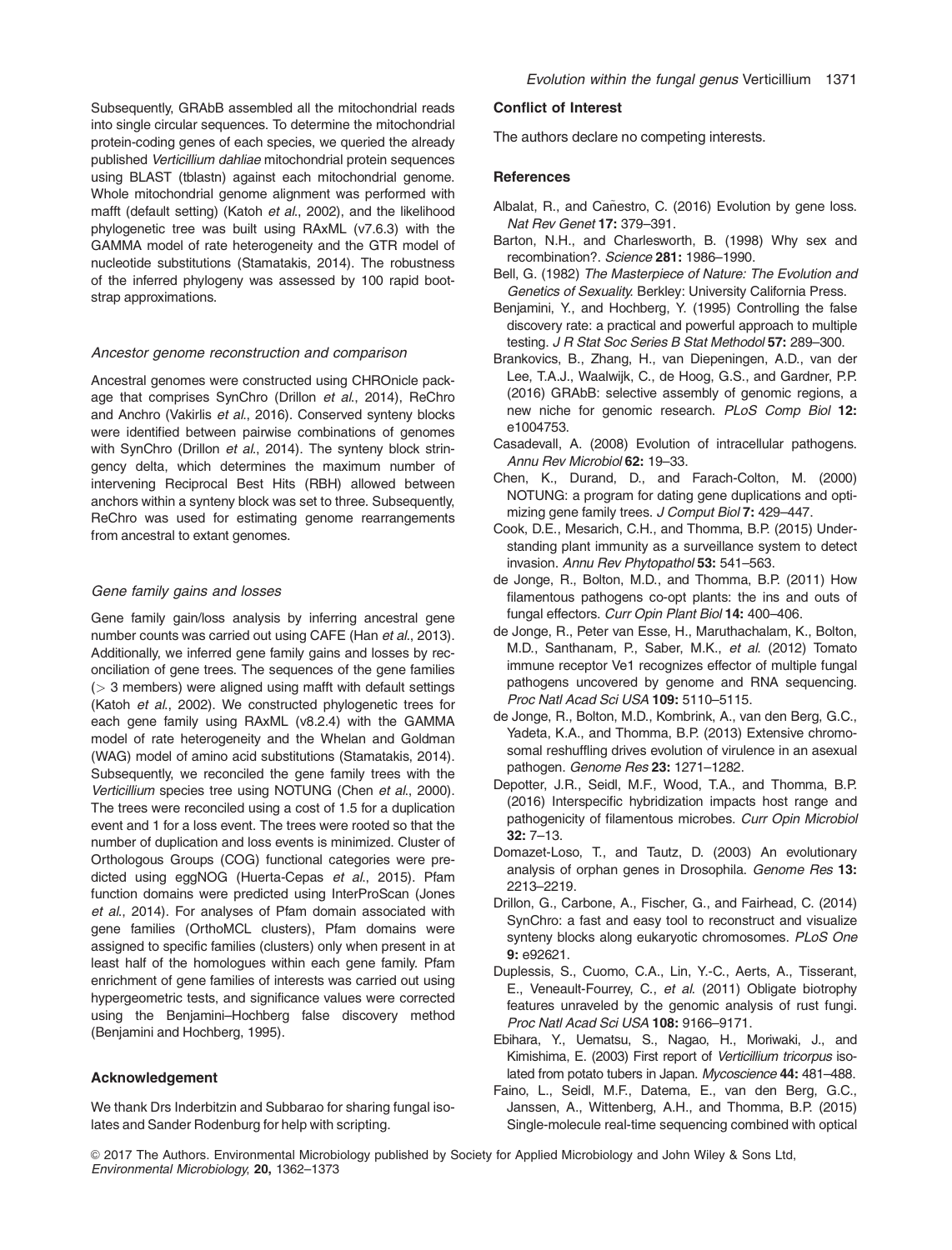Subsequently, GRAbB assembled all the mitochondrial reads into single circular sequences. To determine the mitochondrial protein-coding genes of each species, we queried the already published *Verticillium dahliae* mitochondrial protein sequences using BLAST (tblastn) against each mitochondrial genome. Whole mitochondrial genome alignment was performed with mafft (default setting) (Katoh *et al*., 2002), and the likelihood phylogenetic tree was built using RAxML (v7.6.3) with the GAMMA model of rate heterogeneity and the GTR model of nucleotide substitutions (Stamatakis, 2014). The robustness of the inferred phylogeny was assessed by 100 rapid bootstrap approximations.

### *Ancestor genome reconstruction and comparison*

Ancestral genomes were constructed using CHROnicle package that comprises SynChro (Drillon *et al*., 2014), ReChro and Anchro (Vakirlis *et al*., 2016). Conserved synteny blocks were identified between pairwise combinations of genomes with SynChro (Drillon *et al*., 2014). The synteny block stringency delta, which determines the maximum number of intervening Reciprocal Best Hits (RBH) allowed between anchors within a synteny block was set to three. Subsequently, ReChro was used for estimating genome rearrangements from ancestral to extant genomes.

### *Gene family gains and losses*

Gene family gain/loss analysis by inferring ancestral gene number counts was carried out using CAFE (Han *et al*., 2013). Additionally, we inferred gene family gains and losses by reconciliation of gene trees. The sequences of the gene families (> 3 members) were aligned using mafft with default settings (Katoh *et al*., 2002). We constructed phylogenetic trees for each gene family using RAxML (v8.2.4) with the GAMMA model of rate heterogeneity and the Whelan and Goldman (WAG) model of amino acid substitutions (Stamatakis, 2014). Subsequently, we reconciled the gene family trees with the *Verticillium* species tree using NOTUNG (Chen *et al*., 2000). The trees were reconciled using a cost of 1.5 for a duplication event and 1 for a loss event. The trees were rooted so that the number of duplication and loss events is minimized. Cluster of Orthologous Groups (COG) functional categories were predicted using eggNOG (Huerta-Cepas *et al*., 2015). Pfam function domains were predicted using InterProScan (Jones *et al*., 2014). For analyses of Pfam domain associated with gene families (OrthoMCL clusters), Pfam domains were assigned to specific families (clusters) only when present in at least half of the homologues within each gene family. Pfam enrichment of gene families of interests was carried out using hypergeometric tests, and significance values were corrected using the Benjamini–Hochberg false discovery method (Benjamini and Hochberg, 1995).

## Acknowledgement

We thank Drs Inderbitzin and Subbarao for sharing fungal isolates and Sander Rodenburg for help with scripting.

## Conflict of Interest

The authors declare no competing interests.

## References

Albalat, R., and Cañestro, C. (2016) Evolution by gene loss. *Nat Rev Genet* **17:** 379–391.

Barton, N.H., and Charlesworth, B. (1998) Why sex and recombination?. *Science* **281:** 1986–1990.

Bell, G. (1982) *The Masterpiece of Nature: The Evolution and Genetics of Sexuality.* Berkley: University California Press.

Benjamini, Y., and Hochberg, Y. (1995) Controlling the false discovery rate: a practical and powerful approach to multiple testing. *J R Stat Soc Series B Stat Methodol* **57:** 289–300.

Brankovics, B., Zhang, H., van Diepeningen, A.D., van der Lee, T.A.J., Waalwijk, C., de Hoog, G.S., and Gardner, P.P. (2016) GRAbB: selective assembly of genomic regions, a new niche for genomic research. *PLoS Comp Biol* **12:** e1004753.

Casadevall, A. (2008) Evolution of intracellular pathogens. *Annu Rev Microbiol* **62:** 19–33.

Chen, K., Durand, D., and Farach-Colton, M. (2000) NOTUNG: a program for dating gene duplications and optimizing gene family trees. *J Comput Biol* **7:** 429–447.

Cook, D.E., Mesarich, C.H., and Thomma, B.P. (2015) Understanding plant immunity as a surveillance system to detect invasion. *Annu Rev Phytopathol* **53:** 541–563.

de Jonge, R., Bolton, M.D., and Thomma, B.P. (2011) How filamentous pathogens co-opt plants: the ins and outs of fungal effectors. *Curr Opin Plant Biol* **14:** 400–406.

de Jonge, R., Peter van Esse, H., Maruthachalam, K., Bolton, M.D., Santhanam, P., Saber, M.K., *et al.* (2012) Tomato immune receptor Ve1 recognizes effector of multiple fungal pathogens uncovered by genome and RNA sequencing. *Proc Natl Acad Sci USA* **109:** 5110–5115.

de Jonge, R., Bolton, M.D., Kombrink, A., van den Berg, G.C., Yadeta, K.A., and Thomma, B.P. (2013) Extensive chromosomal reshuffling drives evolution of virulence in an asexual pathogen. *Genome Res* **23:** 1271–1282.

Depotter, J.R., Seidl, M.F., Wood, T.A., and Thomma, B.P. (2016) Interspecific hybridization impacts host range and pathogenicity of filamentous microbes. *Curr Opin Microbiol* **32:** 7–13.

Domazet-Loso, T., and Tautz, D. (2003) An evolutionary analysis of orphan genes in Drosophila. *Genome Res* **13:** 2213–2219.

Drillon, G., Carbone, A., Fischer, G., and Fairhead, C. (2014) SynChro: a fast and easy tool to reconstruct and visualize synteny blocks along eukaryotic chromosomes. *PLoS One* **9:** e92621.

Duplessis, S., Cuomo, C.A., Lin, Y.-C., Aerts, A., Tisserant, E., Veneault-Fourrey, C., *et al.* (2011) Obligate biotrophy features unraveled by the genomic analysis of rust fungi. *Proc Natl Acad Sci USA* **108:** 9166–9171.

Ebihara, Y., Uematsu, S., Nagao, H., Moriwaki, J., and Kimishima, E. (2003) First report of *Verticillium tricorpus* isolated from potato tubers in Japan. *Mycoscience* **44:** 481–488.

Faino, L., Seidl, M.F., Datema, E., van den Berg, G.C., Janssen, A., Wittenberg, A.H., and Thomma, B.P. (2015) Single-molecule real-time sequencing combined with optical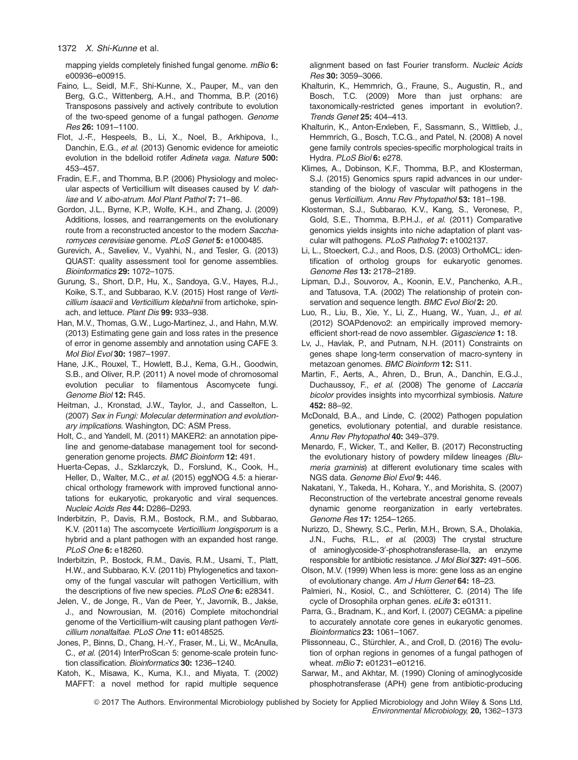mapping yields completely finished fungal genome. *mBio* **6:** e00936–e00915.

Faino, L., Seidl, M.F., Shi-Kunne, X., Pauper, M., van den Berg, G.C., Wittenberg, A.H., and Thomma, B.P. (2016) Transposons passively and actively contribute to evolution of the two-speed genome of a fungal pathogen. *Genome Res* **26:** 1091–1100.

Flot, J.-F., Hespeels, B., Li, X., Noel, B., Arkhipova, I., Danchin, E.G., *et al.* (2013) Genomic evidence for ameiotic evolution in the bdelloid rotifer *Adineta vaga*. *Nature* **500:** 453–457.

Fradin, E.F., and Thomma, B.P. (2006) Physiology and molecular aspects of Verticillium wilt diseases caused by *V. dahliae* and *V. albo-atrum*. *Mol Plant Pathol* **7:** 71–86.

Gordon, J.L., Byrne, K.P., Wolfe, K.H., and Zhang, J. (2009) Additions, losses, and rearrangements on the evolutionary route from a reconstructed ancestor to the modern *Saccharomyces cerevisiae* genome. *PLoS Genet* **5:** e1000485.

Gurevich, A., Saveliev, V., Vyahhi, N., and Tesler, G. (2013) QUAST: quality assessment tool for genome assemblies. *Bioinformatics* **29:** 1072–1075.

Gurung, S., Short, D.P., Hu, X., Sandoya, G.V., Hayes, R.J., Koike, S.T., and Subbarao, K.V. (2015) Host range of *Verticillium isaacii* and *Verticillium klebahnii* from artichoke, spinach, and lettuce. *Plant Dis* **99:** 933–938.

Han, M.V., Thomas, G.W., Lugo-Martinez, J., and Hahn, M.W. (2013) Estimating gene gain and loss rates in the presence of error in genome assembly and annotation using CAFE 3. *Mol Biol Evol* **30:** 1987–1997.

Hane, J.K., Rouxel, T., Howlett, B.J., Kema, G.H., Goodwin, S.B., and Oliver, R.P. (2011) A novel mode of chromosomal evolution peculiar to filamentous Ascomycete fungi. *Genome Biol* **12:** R45.

Heitman, J., Kronstad, J.W., Taylor, J., and Casselton, L. (2007) *Sex in Fungi: Molecular determination and evolutionary implications*. Washington, DC: ASM Press.

Holt, C., and Yandell, M. (2011) MAKER2: an annotation pipeline and genome-database management tool for second-generation genome projects. *BMC Bioinform* **12:** 491.

Huerta-Cepas, J., Szklarczyk, D., Forslund, K., Cook, H., Heller, D., Walter, M.C., *et al.* (2015) eggNOG 4.5: a hierarchical orthology framework with improved functional annotations for eukaryotic, prokaryotic and viral sequences. *Nucleic Acids Res* **44:** D286–D293.

Inderbitzin, P., Davis, R.M., Bostock, R.M., and Subbarao, K.V. (2011a) The ascomycete *Verticillium longisporum* is a hybrid and a plant pathogen with an expanded host range. *PLoS One* **6:** e18260.

Inderbitzin, P., Bostock, R.M., Davis, R.M., Usami, T., Platt, H.W., and Subbarao, K.V. (2011b) Phylogenetics and taxonomy of the fungal vascular wilt pathogen Verticillium, with the descriptions of five new species. *PLoS One* **6:** e28341.

Jelen, V., de Jonge, R., Van de Peer, Y., Javornik, B., Jakše, J., and Nowrousian, M. (2016) Complete mitochondrial genome of the Verticillium-wilt causing plant pathogen *Verticillium nonalfalfae*. *PLoS One* **11:** e0148525.

Jones, P., Binns, D., Chang, H.-Y., Fraser, M., Li, W., McAnulla, C., *et al.* (2014) InterProScan 5: genome-scale protein function classification. *Bioinformatics* **30:** 1236–1240.

Katoh, K., Misawa, K., Kuma, K.I., and Miyata, T. (2002) MAFFT: a novel method for rapid multiple sequence alignment based on fast Fourier transform. *Nucleic Acids Res* **30:** 3059–3066.

Khalturin, K., Hemmrich, G., Fraune, S., Augustin, R., and Bosch, T.C. (2009) More than just orphans: are taxonomically-restricted genes important in evolution?. *Trends Genet* **25:** 404–413.

Khalturin, K., Anton-Erxleben, F., Sassmann, S., Wittlieb, J., Hemmrich, G., Bosch, T.C.G., and Patel, N. (2008) A novel gene family controls species-specific morphological traits in Hydra. *PLoS Biol* **6:** e278.

Klimes, A., Dobinson, K.F., Thomma, B.P., and Klosterman, S.J. (2015) Genomics spurs rapid advances in our understanding of the biology of vascular wilt pathogens in the genus *Verticillium*. *Annu Rev Phytopathol* **53:** 181–198.

Klosterman, S.J., Subbarao, K.V., Kang, S., Veronese, P., Gold, S.E., Thomma, B.P.H.J., *et al.* (2011) Comparative genomics yields insights into niche adaptation of plant vascular wilt pathogens. *PLoS Patholog* **7:** e1002137.

Li, L., Stoeckert, C.J., and Roos, D.S. (2003) OrthoMCL: identification of ortholog groups for eukaryotic genomes. *Genome Res* **13:** 2178–2189.

Lipman, D.J., Souvorov, A., Koonin, E.V., Panchenko, A.R., and Tatusova, T.A. (2002) The relationship of protein conservation and sequence length. *BMC Evol Biol* **2:** 20.

Luo, R., Liu, B., Xie, Y., Li, Z., Huang, W., Yuan, J., *et al.* (2012) SOAPdenovo2: an empirically improved memory-efficient short-read de novo assembler. *Gigascience* **1:** 18.

Lv, J., Havlak, P., and Putnam, N.H. (2011) Constraints on genes shape long-term conservation of macro-synteny in metazoan genomes. *BMC Bioinform* **12:** S11.

Martin, F., Aerts, A., Ahren, D., Brun, A., Danchin, E.G.J., Duchaussoy, F., *et al.* (2008) The genome of *Laccaria bicolor* provides insights into mycorrhizal symbiosis. *Nature* **452:** 88–92.

McDonald, B.A., and Linde, C. (2002) Pathogen population genetics, evolutionary potential, and durable resistance. *Annu Rev Phytopathol* **40:** 349–379.

Menardo, F., Wicker, T., and Keller, B. (2017) Reconstructing the evolutionary history of powdery mildew lineages *(Blumeria graminis*) at different evolutionary time scales with NGS data. *Genome Biol Evol* **9:** 446.

Nakatani, Y., Takeda, H., Kohara, Y., and Morishita, S. (2007) Reconstruction of the vertebrate ancestral genome reveals dynamic genome reorganization in early vertebrates. *Genome Res* **17:** 1254–1265.

Nurizzo, D., Shewry, S.C., Perlin, M.H., Brown, S.A., Dholakia, J.N., Fuchs, R.L., *et al.* (2003) The crystal structure of aminoglycoside-3′-phosphotransferase-IIa, an enzyme responsible for antibiotic resistance. *J Mol Biol* **327:** 491–506.

Olson, M.V. (1999) When less is more: gene loss as an engine of evolutionary change. *Am J Hum Genet* **64:** 18–23.

Palmieri, N., Kosiol, C., and Schlötterer, C. (2014) The life cycle of Drosophila orphan genes. *eLife* **3:** e01311.

Parra, G., Bradnam, K., and Korf, I. (2007) CEGMA: a pipeline to accurately annotate core genes in eukaryotic genomes. *Bioinformatics* **23:** 1061–1067.

Plissonneau, C., Stürchler, A., and Croll, D. (2016) The evolution of orphan regions in genomes of a fungal pathogen of wheat. *mBio* **7:** e01231–e01216.

Sarwar, M., and Akhtar, M. (1990) Cloning of aminoglycoside phosphotransferase (APH) gene from antibiotic-producing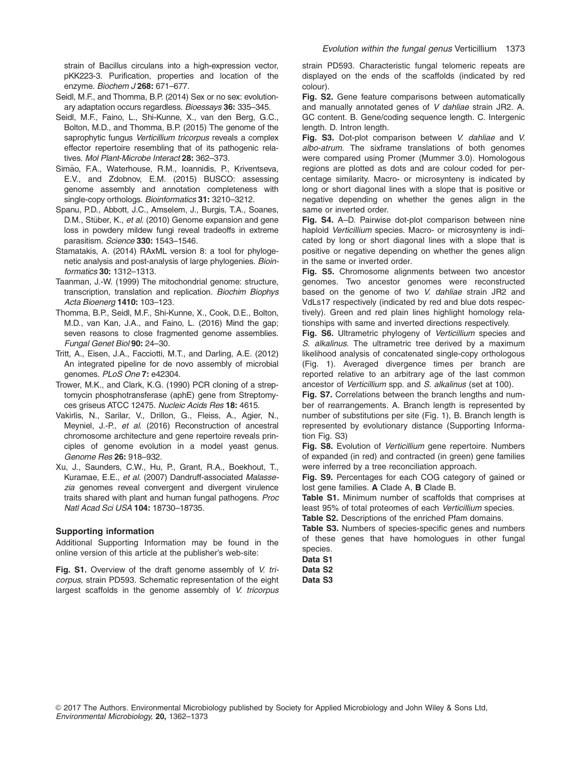strain of Bacillus circulans into a high-expression vector, pKK223-3. Purification, properties and location of the enzyme. *Biochem J* **268:** 671–677.

Seidl, M.F., and Thomma, B.P. (2014) Sex or no sex: evolutionary adaptation occurs regardless. *Bioessays* **36:** 335–345.

Seidl, M.F., Faino, L., Shi-Kunne, X., van den Berg, G.C., Bolton, M.D., and Thomma, B.P. (2015) The genome of the saprophytic fungus *Verticillium tricorpus* reveals a complex effector repertoire resembling that of its pathogenic relatives. *Mol Plant-Microbe Interact* **28:** 362–373.

Simão, F.A., Waterhouse, R.M., Ioannidis, P., Kriventseva, E.V., and Zdobnov, E.M. (2015) BUSCO: assessing genome assembly and annotation completeness with single-copy orthologs. *Bioinformatics* **31:** 3210–3212.

Spanu, P.D., Abbott, J.C., Amselem, J., Burgis, T.A., Soanes, D.M., Stüber, K., *et al.* (2010) Genome expansion and gene loss in powdery mildew fungi reveal tradeoffs in extreme parasitism. *Science* **330:** 1543–1546.

Stamatakis, A. (2014) RAxML version 8: a tool for phylogenetic analysis and post-analysis of large phylogenies. *Bioinformatics* **30:** 1312–1313.

Taanman, J.-W. (1999) The mitochondrial genome: structure, transcription, translation and replication. *Biochim Biophys Acta Bioenerg* **1410:** 103–123.

Thomma, B.P., Seidl, M.F., Shi-Kunne, X., Cook, D.E., Bolton, M.D., van Kan, J.A., and Faino, L. (2016) Mind the gap; seven reasons to close fragmented genome assemblies. *Fungal Genet Biol* **90:** 24–30.

Tritt, A., Eisen, J.A., Facciotti, M.T., and Darling, A.E. (2012) An integrated pipeline for de novo assembly of microbial genomes. *PLoS One* **7:** e42304.

Trower, M.K., and Clark, K.G. (1990) PCR cloning of a streptomycin phosphotransferase (aphE) gene from Streptomyces griseus ATCC 12475. *Nucleic Acids Res* **18:** 4615.

Vakirlis, N., Sarilar, V., Drillon, G., Fleiss, A., Agier, N., Meyniel, J.-P., *et al.* (2016) Reconstruction of ancestral chromosome architecture and gene repertoire reveals principles of genome evolution in a model yeast genus. *Genome Res* **26:** 918–932.

Xu, J., Saunders, C.W., Hu, P., Grant, R.A., Boekhout, T., Kuramae, E.E., *et al.* (2007) Dandruff-associated *Malassezia* genomes reveal convergent and divergent virulence traits shared with plant and human fungal pathogens. *Proc Natl Acad Sci USA* **104:** 18730–18735.

### Supporting information

Additional Supporting Information may be found in the online version of this article at the publisher's web-site:

**Fig. S1.** Overview of the draft genome assembly of *V. tricorpus*, strain PD593. Schematic representation of the eight largest scaffolds in the genome assembly of *V. tricorpus* strain PD593. Characteristic fungal telomeric repeats are displayed on the ends of the scaffolds (indicated by red colour).

**Fig. S2.** Gene feature comparisons between automatically and manually annotated genes of *V dahliae* strain JR2. A. GC content. B. Gene/coding sequence length. C. Intergenic length. D. Intron length.

**Fig. S3.** Dot-plot comparison between *V. dahliae* and *V. albo-atrum*. The sixframe translations of both genomes were compared using Promer (Mummer 3.0). Homologous regions are plotted as dots and are colour coded for percentage similarity. Macro- or microsynteny is indicated by long or short diagonal lines with a slope that is positive or negative depending on whether the genes align in the same or inverted order.

**Fig. S4.** A–D. Pairwise dot-plot comparison between nine haploid *Verticillium* species. Macro- or microsynteny is indicated by long or short diagonal lines with a slope that is positive or negative depending on whether the genes align in the same or inverted order.

**Fig. S5.** Chromosome alignments between two ancestor genomes. Two ancestor genomes were reconstructed based on the genome of two *V. dahliae* strain JR2 and VdLs17 respectively (indicated by red and blue dots respectively). Green and red plain lines highlight homology relationships with same and inverted directions respectively.

**Fig. S6.** Ultrametric phylogeny of *Verticillium* species and *S. alkalinus*. The ultrametric tree derived by a maximum likelihood analysis of concatenated single-copy orthologous (Fig. 1). Averaged divergence times per branch are reported relative to an arbitrary age of the last common ancestor of *Verticillium* spp. and *S. alkalinus* (set at 100).

**Fig. S7.** Correlations between the branch lengths and number of rearrangements. A. Branch length is represented by number of substitutions per site (Fig. 1), B. Branch length is represented by evolutionary distance (Supporting Information Fig. S3)

**Fig. S8.** Evolution of *Verticillium* gene repertoire. Numbers of expanded (in red) and contracted (in green) gene families were inferred by a tree reconciliation approach.

**Fig. S9.** Percentages for each COG category of gained or lost gene families. **A** Clade A, **B** Clade B.

**Table S1.** Minimum number of scaffolds that comprises at least 95% of total proteomes of each *Verticillium* species.

**Table S2.** Descriptions of the enriched Pfam domains.

**Table S3.** Numbers of species-specific genes and numbers of these genes that have homologues in other fungal species.

**Data S1**

**Data S2**

**Data S3**